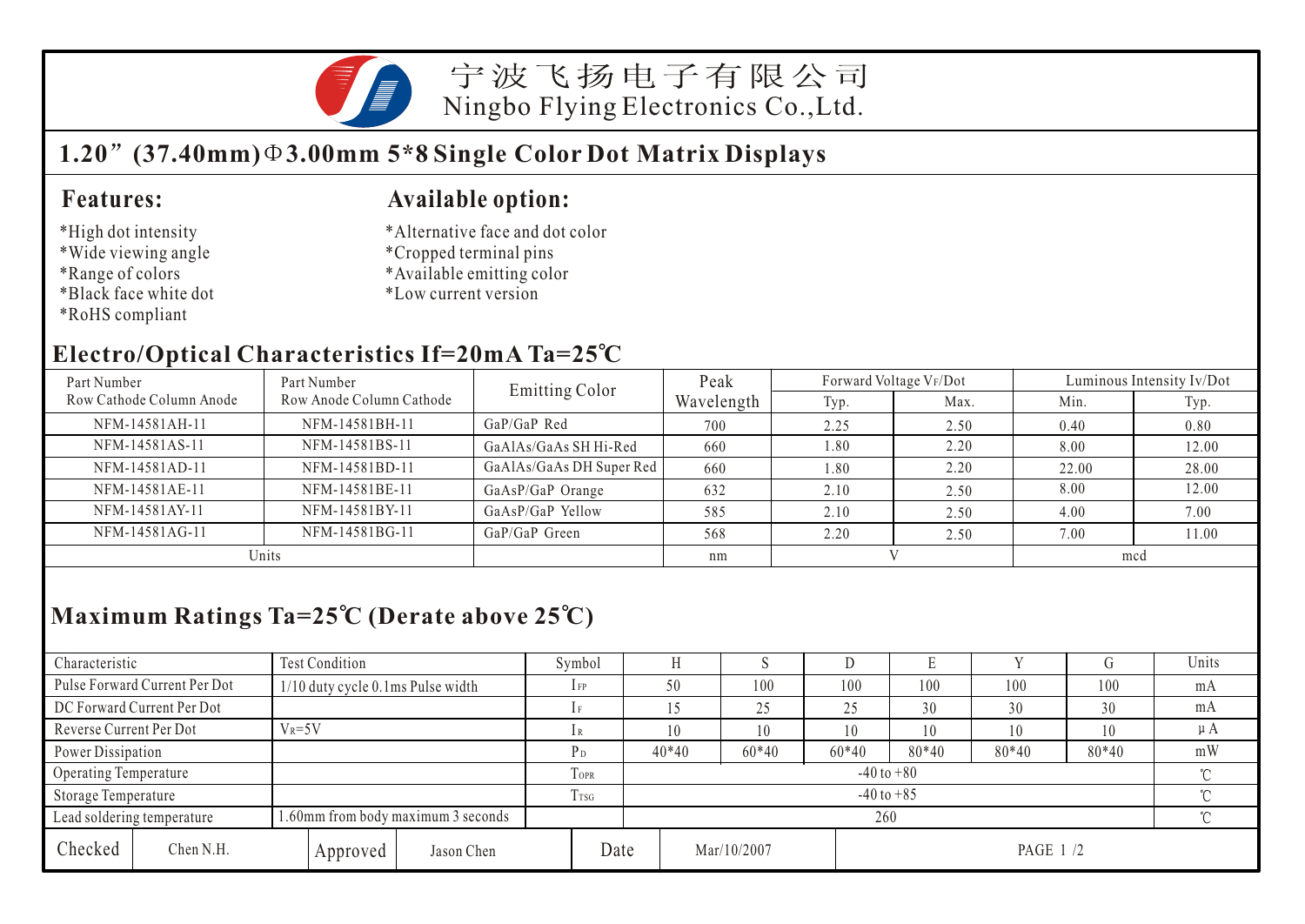宁波飞扬电子有限公司
Ningbo Flying Electronics Co.,Ltd.

# 1.20”(37.40mm)Φ3.00mm 5*8 Single Color Dot Matrix Displays

## Features:

*High dot intensity
*Wide viewing angle
*Range of colors
*Black face white dot
*RoHS compliant

## Available option:

*Alternative face and dot color
*Cropped terminal pins
*Available emitting color
*Low current version

## Electro/Optical Characteristics If=20mA Ta=25℃

| Part Number Row Cathode Column Anode | Part Number Row Anode Column Cathode | Emitting Color | Peak Wavelength | Forward Voltage $V_F$/Dot | | Luminous Intensity Iv/Dot | |
|---|---|---|---|---|---|---|---|
| | | | | Typ. | Max. | Min. | Typ. |
| NFM-14581AH-11 | NFM-14581BH-11 | GaP/GaP Red | 700 | 2.25 | 2.50 | 0.40 | 0.80 |
| NFM-14581AS-11 | NFM-14581BS-11 | GaAlAs/GaAs SH Hi-Red | 660 | 1.80 | 2.20 | 8.00 | 12.00 |
| NFM-14581AD-11 | NFM-14581BD-11 | GaAlAs/GaAs DH Super Red | 660 | 1.80 | 2.20 | 22.00 | 28.00 |
| NFM-14581AE-11 | NFM-14581BE-11 | GaAsP/GaP Orange | 632 | 2.10 | 2.50 | 8.00 | 12.00 |
| NFM-14581AY-11 | NFM-14581BY-11 | GaAsP/GaP Yellow | 585 | 2.10 | 2.50 | 4.00 | 7.00 |
| NFM-14581AG-11 | NFM-14581BG-11 | GaP/GaP Green | 568 | 2.20 | 2.50 | 7.00 | 11.00 |
| Units | | | nm | V | | mcd | |

## Maximum Ratings Ta=25℃ (Derate above 25℃)

| Characteristic | Test Condition | Symbol | H | S | D | E | Y | G | Units |
|---|---|---|---|---|---|---|---|---|---|
| Pulse Forward Current Per Dot | 1/10 duty cycle 0.1ms Pulse width | $I_{FP}$ | 50 | 100 | 100 | 100 | 100 | 100 | mA |
| DC Forward Current Per Dot | | $I_F$ | 15 | 25 | 25 | 30 | 30 | 30 | mA |
| Reverse Current Per Dot | $V_R$=5V | $I_R$ | 10 | 10 | 10 | 10 | 10 | 10 | μA |
| Power Dissipation | | $P_D$ | 40*40 | 60*40 | 60*40 | 80*40 | 80*40 | 80*40 | mW |
| Operating Temperature | | $T_{OPR}$ | -40 to +80 | | | | | | ℃ |
| Storage Temperature | | $T_{TSG}$ | -40 to +85 | | | | | | ℃ |
| Lead soldering temperature | 1.60mm from body maximum 3 seconds | | 260 | | | | | | ℃ |

| Checked | Chen N.H. | Approved | Jason Chen | Date | Mar/10/2007 |
|---|---|---|---|---|---|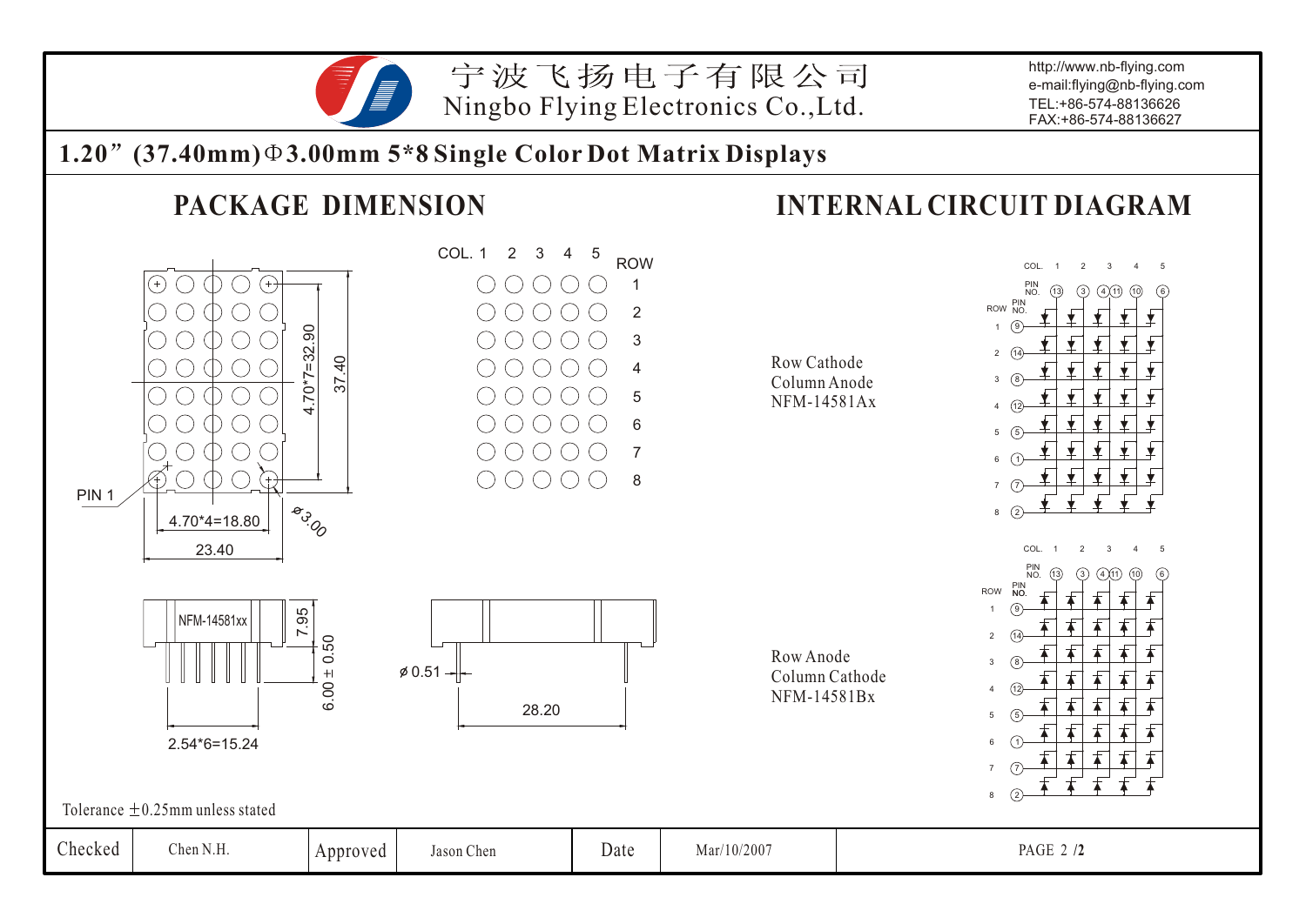宁波飞扬电子有限公司
Ningbo Flying Electronics Co.,Ltd.

http://www.nb-flying.com
e-mail:flying@nb-flying.com
TEL:+86-574-88136626
FAX:+86-574-88136627

# 1.20”(37.40mm)Φ3.00mm 5*8 Single Color Dot Matrix Displays

## PACKAGE DIMENSION

COL. 1 2 3 4 5
ROW
1
2
3
4
5
6
7
8

4.70*7=32.90
37.40
PIN 1
4.70*4=18.80
23.40
ø3.00

NFM-14581xx
7.95
6.00 ± 0.50
2.54*6=15.24
ø 0.51
28.20

## INTERNAL CIRCUIT DIAGRAM

Row Cathode
Column Anode
NFM-14581Ax

COL. 1 2 3 4 5
PIN NO. 13 3 4 11 10 6
ROW PIN NO.
1 9
2 14
3 8
4 12
5 5
6 1
7 7
8 2

Row Anode
Column Cathode
NFM-14581Bx

COL. 1 2 3 4 5
PIN NO. 13 3 4 11 10 6
ROW PIN NO.
1 9
2 14
3 8
4 12
5 5
6 1
7 7
8 2

Tolerance ±0.25mm unless stated

| Checked | Chen N.H. | Approved | Jason Chen | Date | Mar/10/2007 | PAGE 2 /2 |
|---|---|---|---|---|---|---|